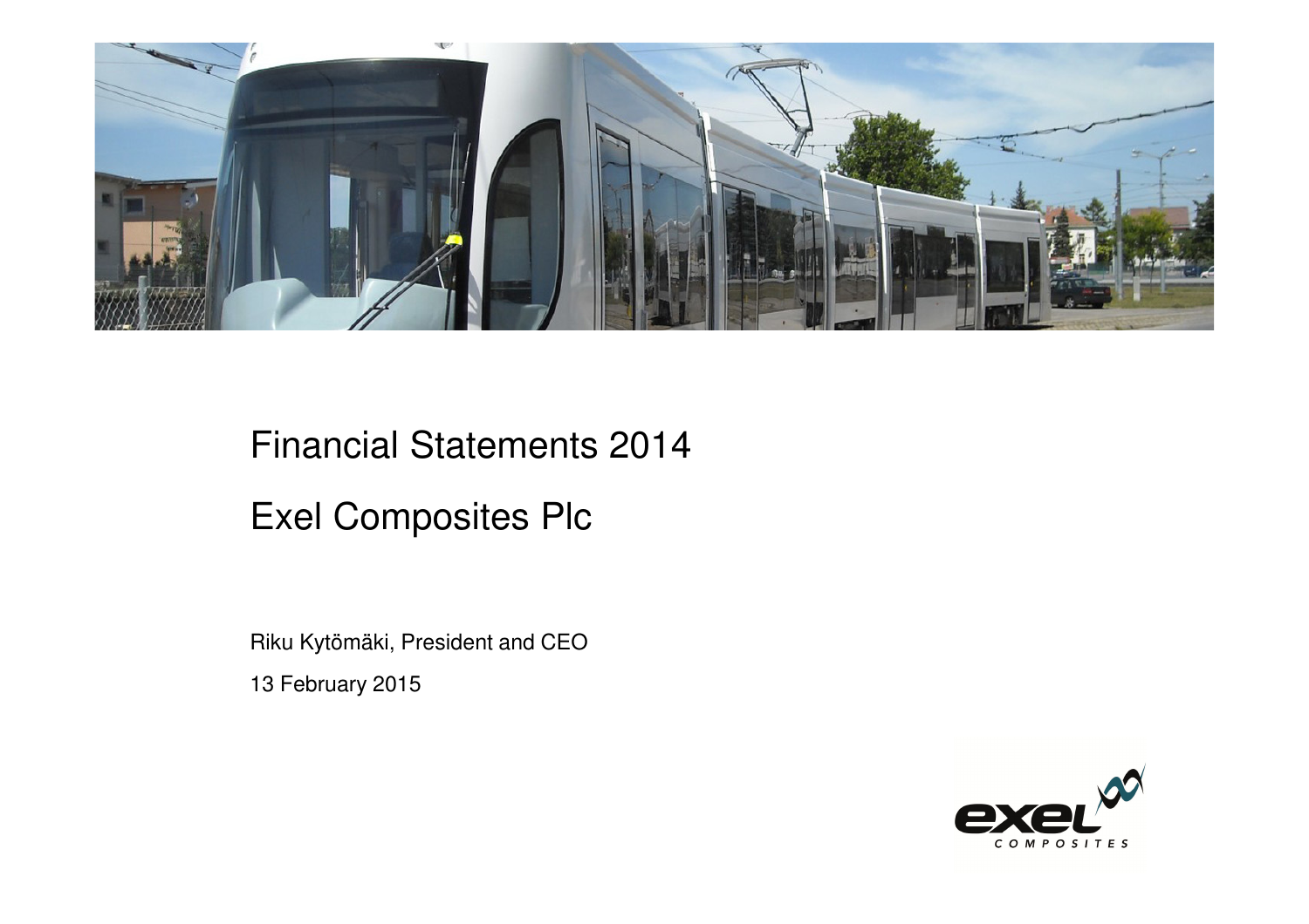# Financial Statements 2014

# Exel Composites Plc

Riku Kytömäki, President and CEO

13 February 2015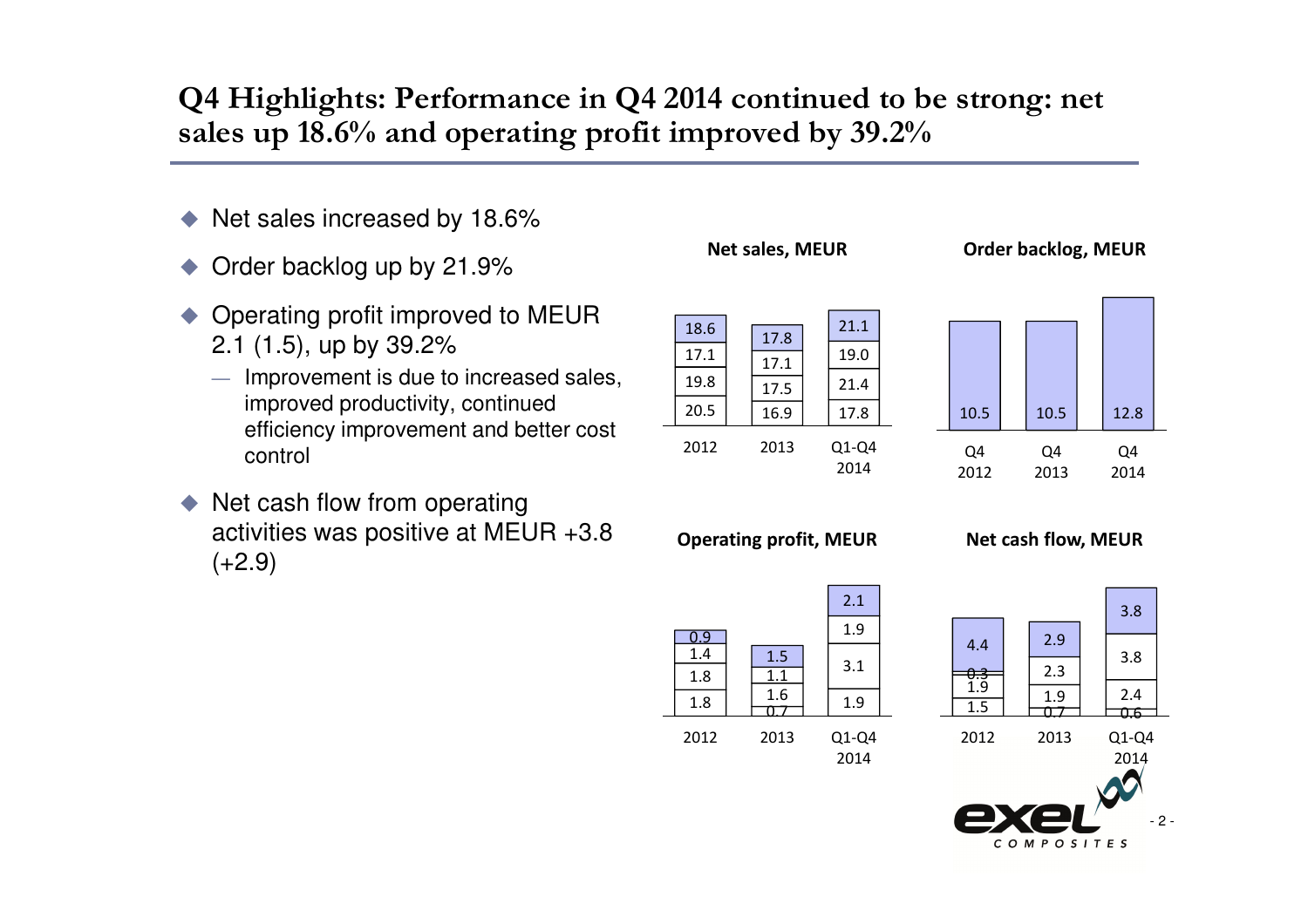# Q4 Highlights: Performance in Q4 2014 continued to be strong: net sales up 18.6% and operating profit improved by 39.2%

- Net sales increased by 18.6%
- Order backlog up by 21.9%
- Operating profit improved to MEUR 2.1 (1.5), up by 39.2%
  - Improvement is due to increased sales, improved productivity, continued efficiency improvement and better cost control
- Net cash flow from operating activities was positive at MEUR +3.8 (+2.9)

**Net sales, MEUR**

| | 2012 | 2013 | Q1-Q4 2014 |
|---|---|---|---|
| Q4 | 18.6 | 17.8 | 21.1 |
| Q3 | 17.1 | 17.1 | 19.0 |
| Q2 | 19.8 | 17.5 | 21.4 |
| Q1 | 20.5 | 16.9 | 17.8 |

**Order backlog, MEUR**

| Q4 2012 | Q4 2013 | Q4 2014 |
|---|---|---|
| 10.5 | 10.5 | 12.8 |

**Operating profit, MEUR**

| | 2012 | 2013 | Q1-Q4 2014 |
|---|---|---|---|
| Q4 | 0.9 | 1.5 | 2.1 |
| Q3 | 1.4 | 1.1 | 1.9 |
| Q2 | 1.8 | 1.6 | 3.1 |
| Q1 | 1.8 | 0.7 | 1.9 |

**Net cash flow, MEUR**

| | 2012 | 2013 | Q1-Q4 2014 |
|---|---|---|---|
| Q4 | 4.4 | 2.9 | 3.8 |
| Q3 | 0.3 | 2.3 | 3.8 |
| Q2 | 1.9 | 1.9 | 2.4 |
| Q1 | 1.5 | 0.7 | 0.6 |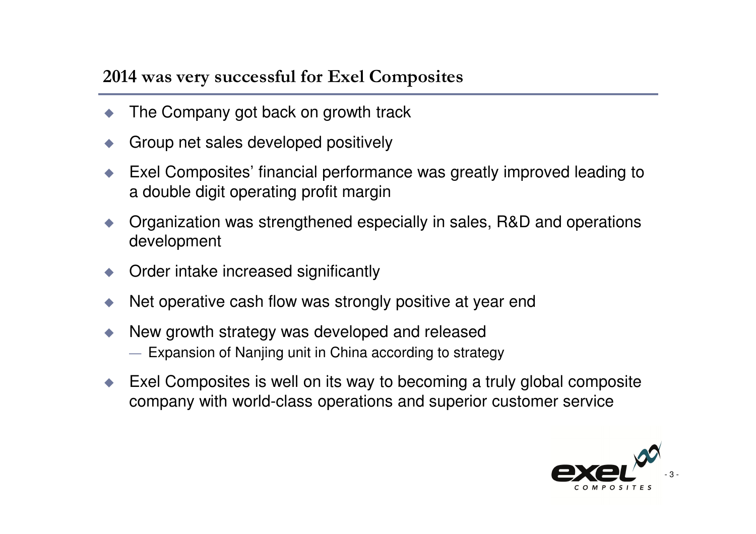## 2014 was very successful for Exel Composites

- The Company got back on growth track
- Group net sales developed positively
- Exel Composites' financial performance was greatly improved leading to a double digit operating profit margin
- Organization was strengthened especially in sales, R&D and operations development
- Order intake increased significantly
- Net operative cash flow was strongly positive at year end
- New growth strategy was developed and released
  - Expansion of Nanjing unit in China according to strategy
- Exel Composites is well on its way to becoming a truly global composite company with world-class operations and superior customer service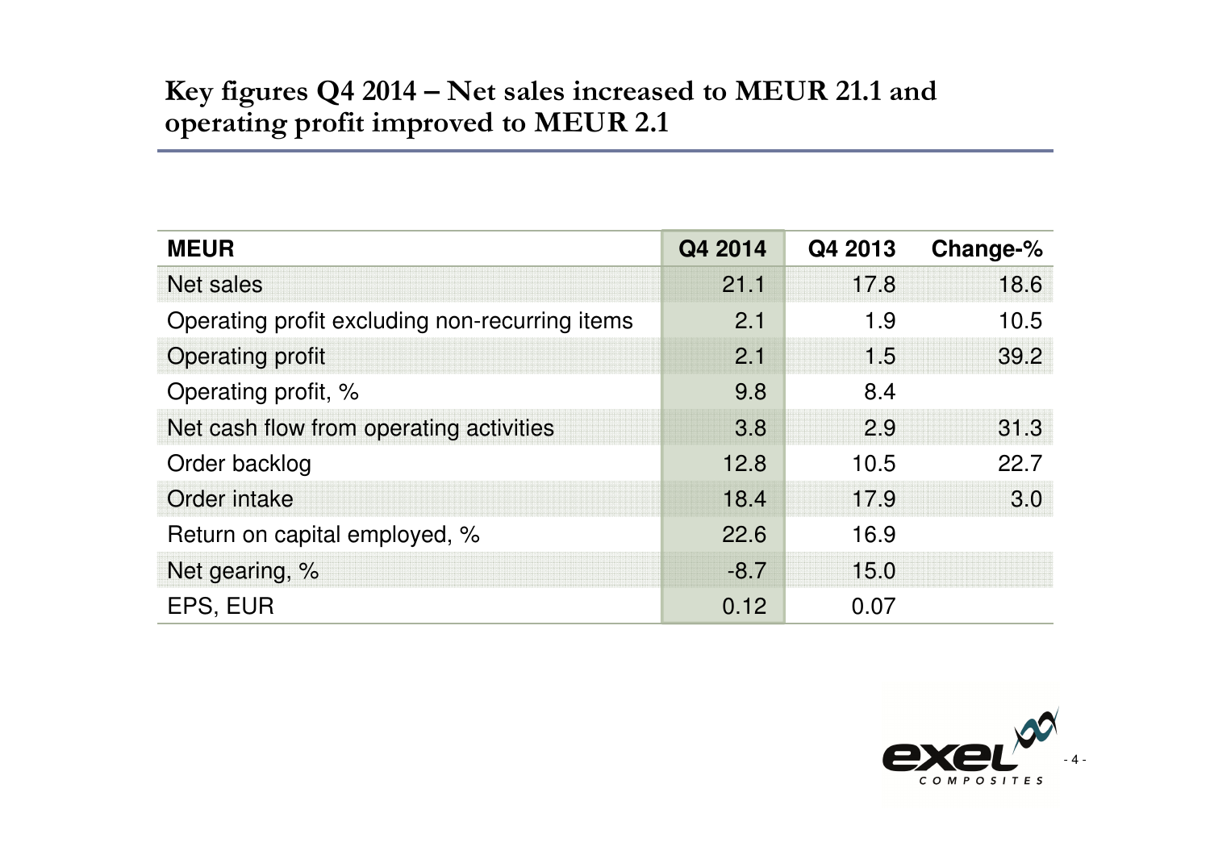# Key figures Q4 2014 – Net sales increased to MEUR 21.1 and operating profit improved to MEUR 2.1

| MEUR | Q4 2014 | Q4 2013 | Change-% |
|---|---|---|---|
| Net sales | 21.1 | 17.8 | 18.6 |
| Operating profit excluding non-recurring items | 2.1 | 1.9 | 10.5 |
| Operating profit | 2.1 | 1.5 | 39.2 |
| Operating profit, % | 9.8 | 8.4 | |
| Net cash flow from operating activities | 3.8 | 2.9 | 31.3 |
| Order backlog | 12.8 | 10.5 | 22.7 |
| Order intake | 18.4 | 17.9 | 3.0 |
| Return on capital employed, % | 22.6 | 16.9 | |
| Net gearing, % | -8.7 | 15.0 | |
| EPS, EUR | 0.12 | 0.07 | |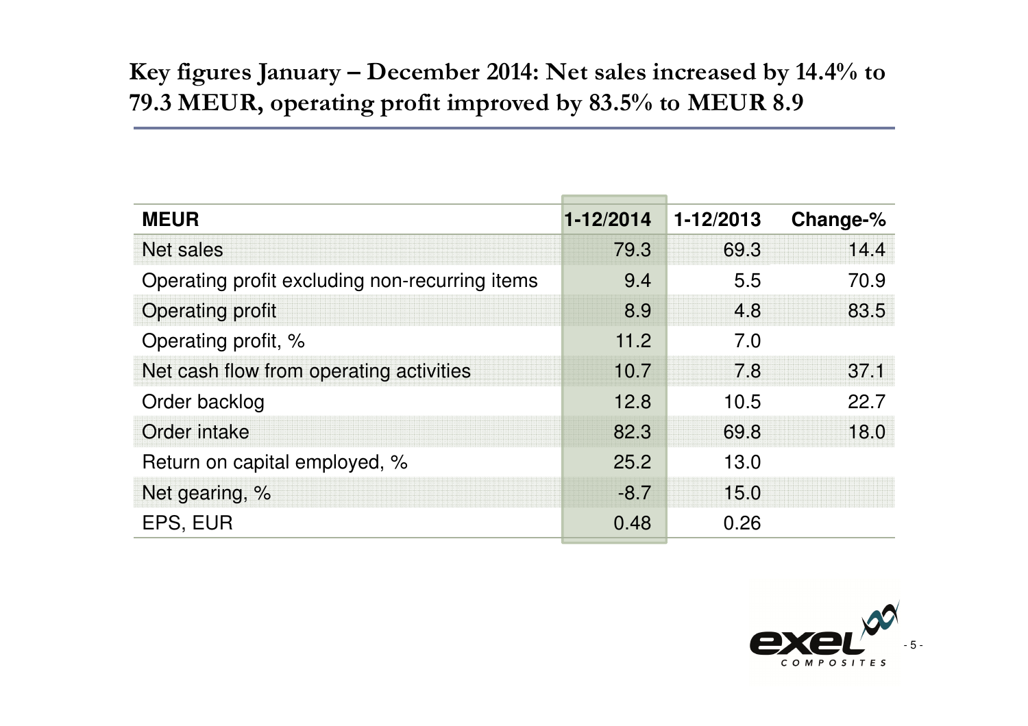# Key figures January – December 2014: Net sales increased by 14.4% to 79.3 MEUR, operating profit improved by 83.5% to MEUR 8.9

| MEUR | 1-12/2014 | 1-12/2013 | Change-% |
|---|---|---|---|
| Net sales | 79.3 | 69.3 | 14.4 |
| Operating profit excluding non-recurring items | 9.4 | 5.5 | 70.9 |
| Operating profit | 8.9 | 4.8 | 83.5 |
| Operating profit, % | 11.2 | 7.0 | |
| Net cash flow from operating activities | 10.7 | 7.8 | 37.1 |
| Order backlog | 12.8 | 10.5 | 22.7 |
| Order intake | 82.3 | 69.8 | 18.0 |
| Return on capital employed, % | 25.2 | 13.0 | |
| Net gearing, % | -8.7 | 15.0 | |
| EPS, EUR | 0.48 | 0.26 | |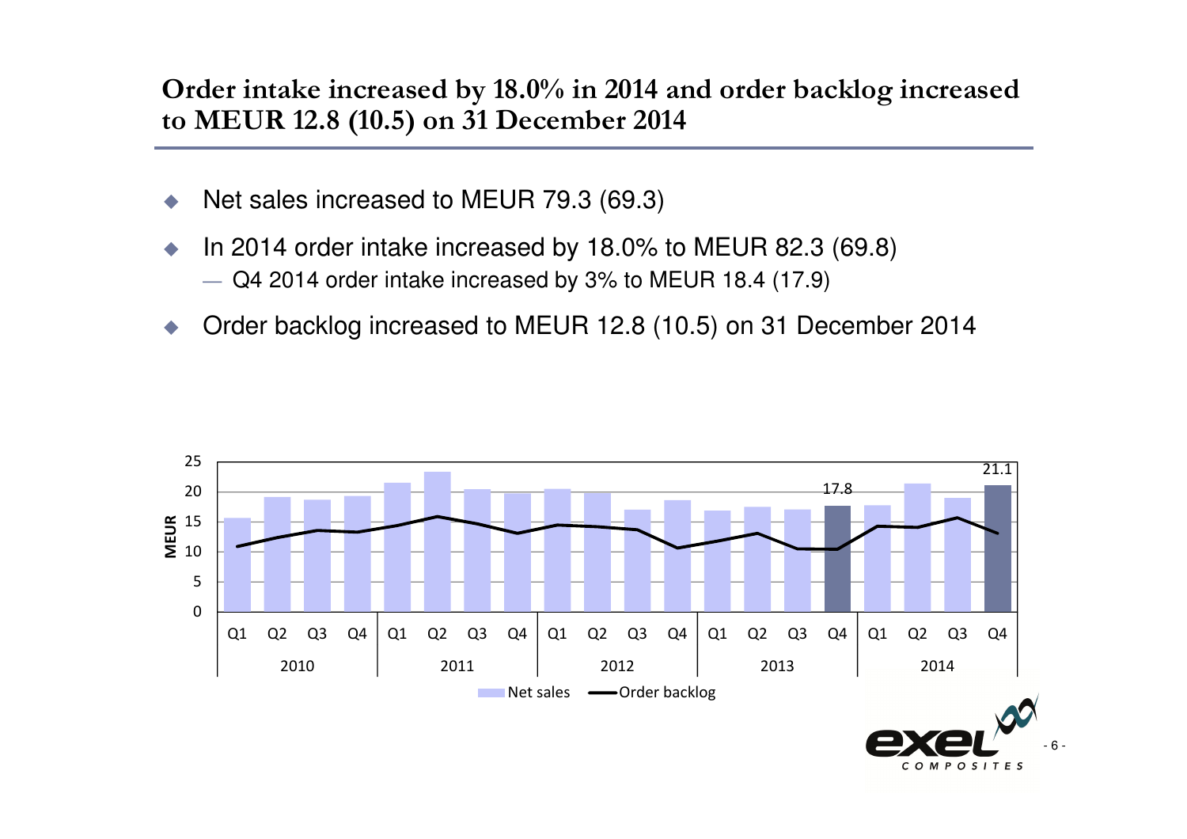## Order intake increased by 18.0% in 2014 and order backlog increased to MEUR 12.8 (10.5) on 31 December 2014

- Net sales increased to MEUR 79.3 (69.3)
- In 2014 order intake increased by 18.0% to MEUR 82.3 (69.8)
  - Q4 2014 order intake increased by 3% to MEUR 18.4 (17.9)
- Order backlog increased to MEUR 12.8 (10.5) on 31 December 2014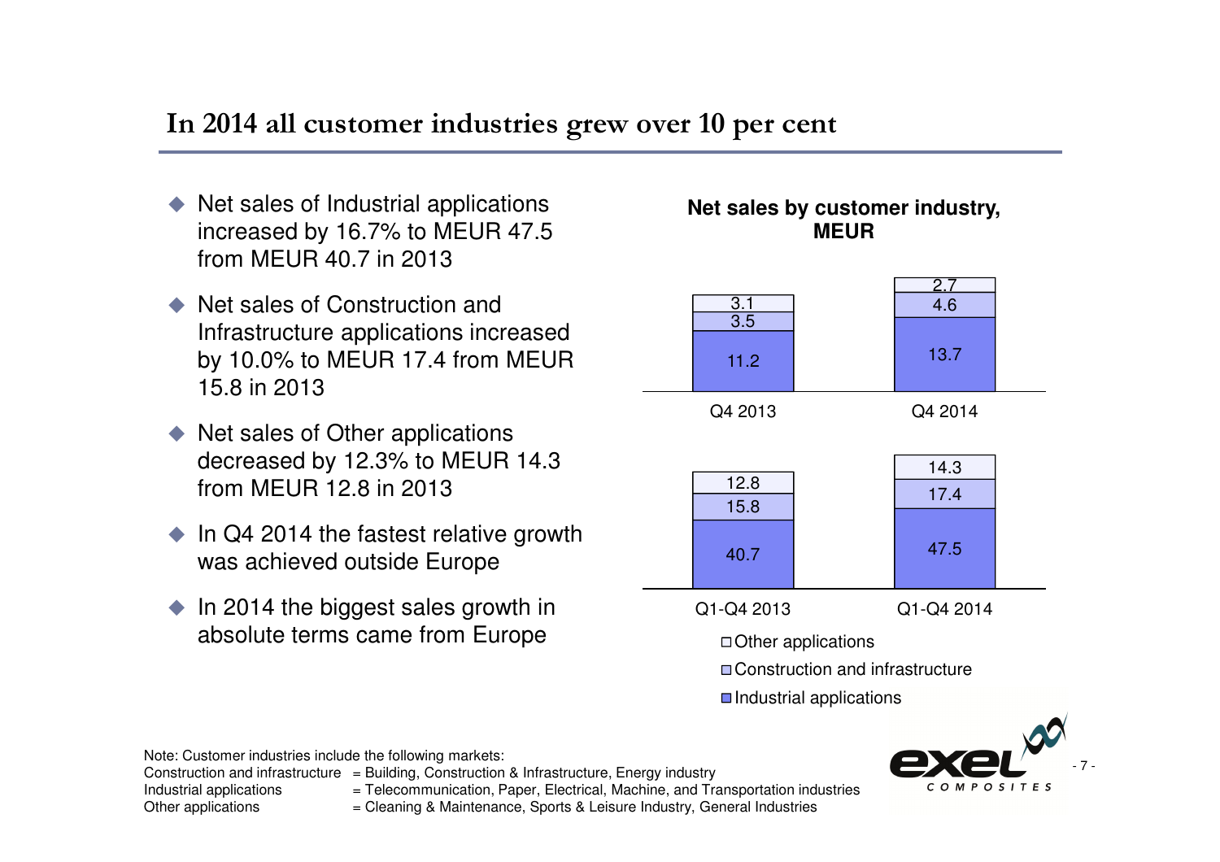## In 2014 all customer industries grew over 10 per cent

- Net sales of Industrial applications increased by 16.7% to MEUR 47.5 from MEUR 40.7 in 2013
- Net sales of Construction and Infrastructure applications increased by 10.0% to MEUR 17.4 from MEUR 15.8 in 2013
- Net sales of Other applications decreased by 12.3% to MEUR 14.3 from MEUR 12.8 in 2013
- In Q4 2014 the fastest relative growth was achieved outside Europe
- In 2014 the biggest sales growth in absolute terms came from Europe

**Net sales by customer industry, MEUR**

| | Q4 2013 | Q4 2014 | Q1-Q4 2013 | Q1-Q4 2014 |
|---|---|---|---|---|
| Other applications | 3.1 | 2.7 | 12.8 | 14.3 |
| Construction and infrastructure | 3.5 | 4.6 | 15.8 | 17.4 |
| Industrial applications | 11.2 | 13.7 | 40.7 | 47.5 |

Note: Customer industries include the following markets:
Construction and infrastructure = Building, Construction & Infrastructure, Energy industry
Industrial applications = Telecommunication, Paper, Electrical, Machine, and Transportation industries
Other applications = Cleaning & Maintenance, Sports & Leisure Industry, General Industries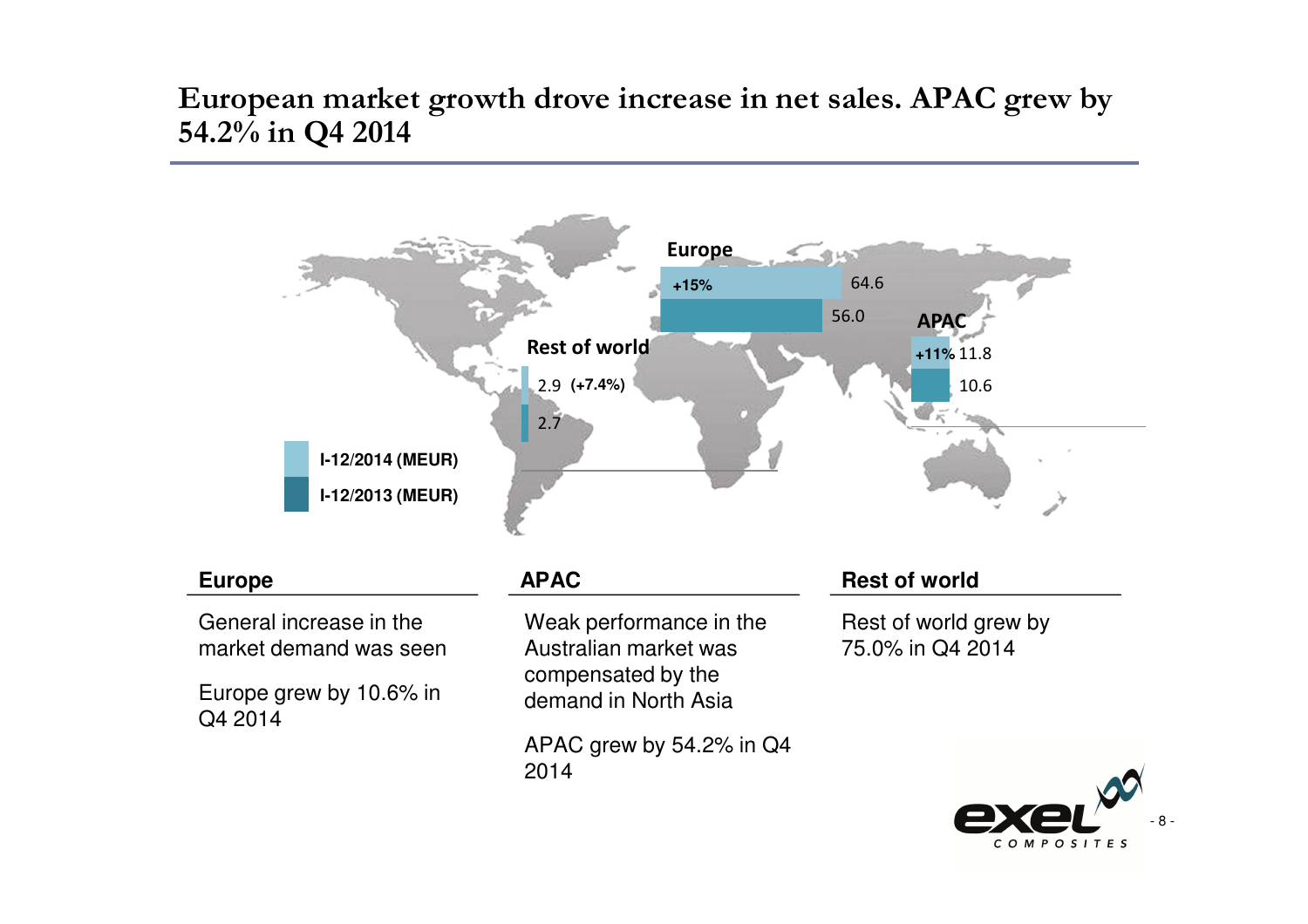# European market growth drove increase in net sales. APAC grew by 54.2% in Q4 2014

| Region | I-12/2014 (MEUR) | I-12/2013 (MEUR) | Change |
|---|---|---|---|
| Europe | 64.6 | 56.0 | +15% |
| APAC | 11.8 | 10.6 | +11% |
| Rest of world | 2.9 | 2.7 | (+7.4%) |

## Europe

General increase in the market demand was seen

Europe grew by 10.6% in Q4 2014

## APAC

Weak performance in the Australian market was compensated by the demand in North Asia

APAC grew by 54.2% in Q4 2014

## Rest of world

Rest of world grew by 75.0% in Q4 2014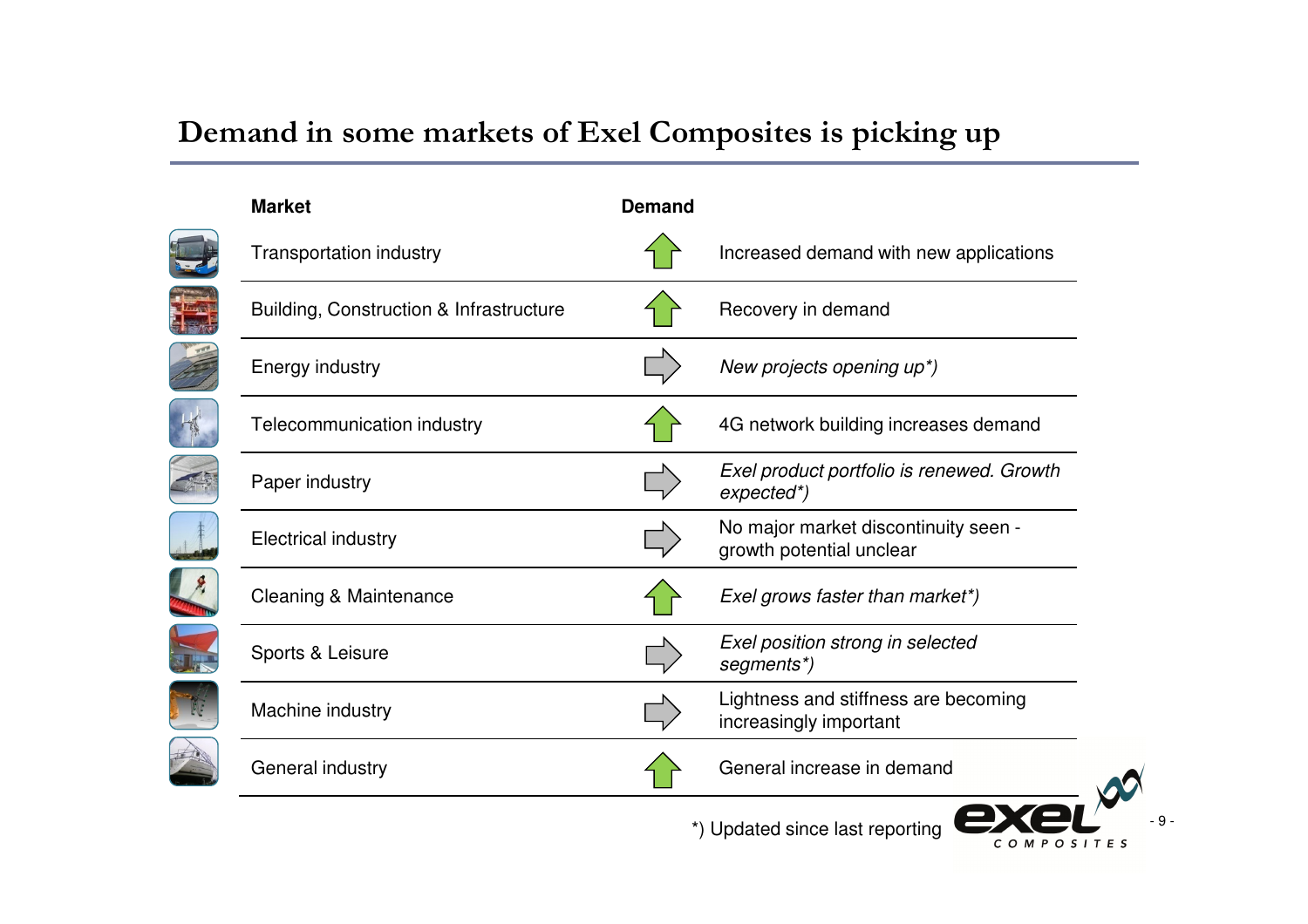# Demand in some markets of Exel Composites is picking up

| Market | Demand | |
|---|---|---|
| Transportation industry | ↑ | Increased demand with new applications |
| Building, Construction & Infrastructure | ↑ | Recovery in demand |
| Energy industry | → | *New projects opening up*)* |
| Telecommunication industry | ↑ | 4G network building increases demand |
| Paper industry | → | *Exel product portfolio is renewed. Growth expected*)* |
| Electrical industry | → | No major market discontinuity seen - growth potential unclear |
| Cleaning & Maintenance | ↑ | *Exel grows faster than market*)* |
| Sports & Leisure | → | *Exel position strong in selected segments*)* |
| Machine industry | → | Lightness and stiffness are becoming increasingly important |
| General industry | ↑ | General increase in demand |

*) Updated since last reporting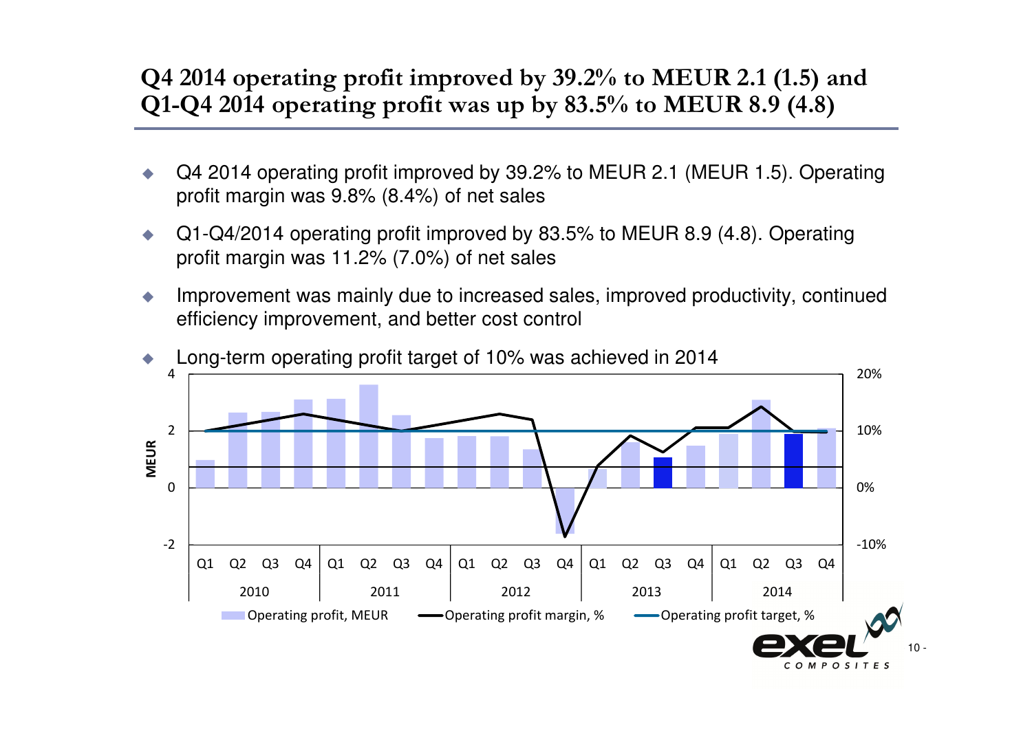## Q4 2014 operating profit improved by 39.2% to MEUR 2.1 (1.5) and Q1-Q4 2014 operating profit was up by 83.5% to MEUR 8.9 (4.8)

- Q4 2014 operating profit improved by 39.2% to MEUR 2.1 (MEUR 1.5). Operating profit margin was 9.8% (8.4%) of net sales
- Q1-Q4/2014 operating profit improved by 83.5% to MEUR 8.9 (4.8). Operating profit margin was 11.2% (7.0%) of net sales
- Improvement was mainly due to increased sales, improved productivity, continued efficiency improvement, and better cost control
- Long-term operating profit target of 10% was achieved in 2014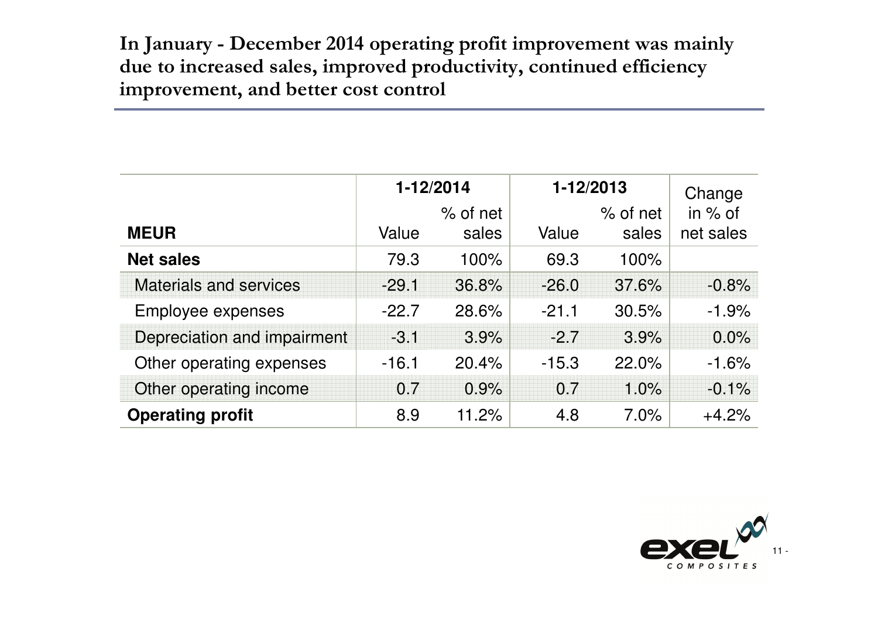## In January - December 2014 operating profit improvement was mainly due to increased sales, improved productivity, continued efficiency improvement, and better cost control

| MEUR | 1-12/2014 Value | 1-12/2014 % of net sales | 1-12/2013 Value | 1-12/2013 % of net sales | Change in % of net sales |
|---|---|---|---|---|---|
| **Net sales** | 79.3 | 100% | 69.3 | 100% | |
| Materials and services | -29.1 | 36.8% | -26.0 | 37.6% | -0.8% |
| Employee expenses | -22.7 | 28.6% | -21.1 | 30.5% | -1.9% |
| Depreciation and impairment | -3.1 | 3.9% | -2.7 | 3.9% | 0.0% |
| Other operating expenses | -16.1 | 20.4% | -15.3 | 22.0% | -1.6% |
| Other operating income | 0.7 | 0.9% | 0.7 | 1.0% | -0.1% |
| **Operating profit** | 8.9 | 11.2% | 4.8 | 7.0% | +4.2% |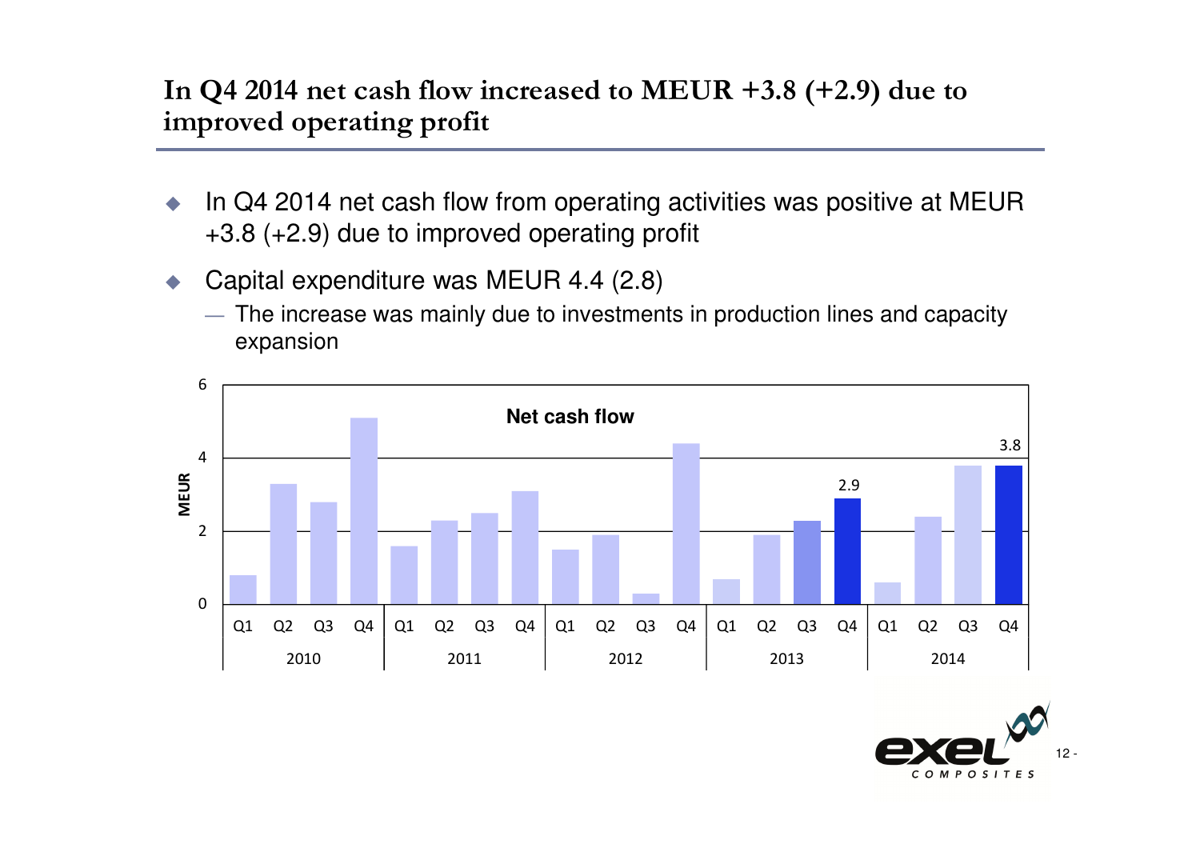## In Q4 2014 net cash flow increased to MEUR +3.8 (+2.9) due to improved operating profit

- In Q4 2014 net cash flow from operating activities was positive at MEUR +3.8 (+2.9) due to improved operating profit
- Capital expenditure was MEUR 4.4 (2.8)
  - The increase was mainly due to investments in production lines and capacity expansion

**Net cash flow**

MEUR

| | Q1 | Q2 | Q3 | Q4 |
|---|---|---|---|---|
| 2013 | | | | 2.9 |
| 2014 | | | | 3.8 |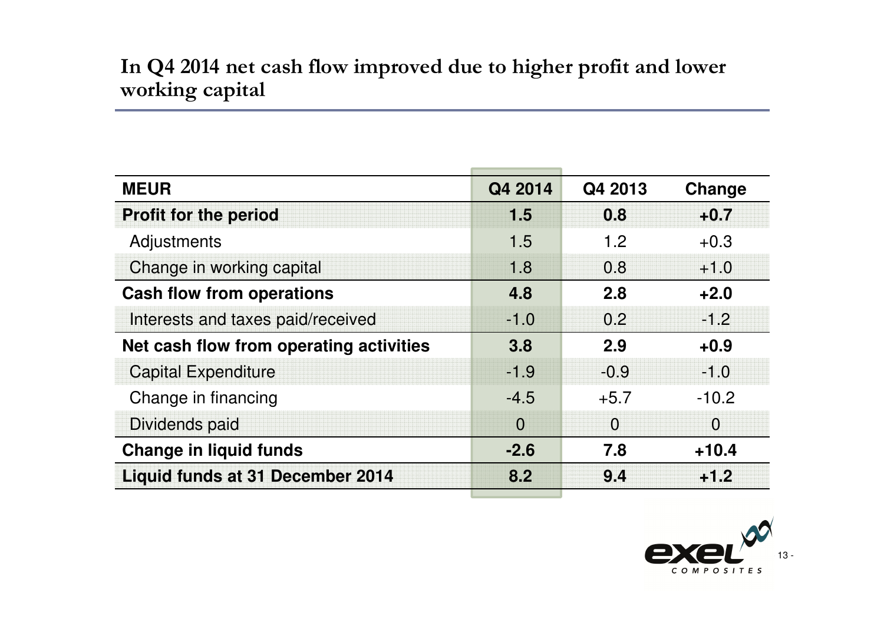# In Q4 2014 net cash flow improved due to higher profit and lower working capital

| MEUR | Q4 2014 | Q4 2013 | Change |
|---|---|---|---|
| **Profit for the period** | **1.5** | **0.8** | **+0.7** |
| Adjustments | 1.5 | 1.2 | +0.3 |
| Change in working capital | 1.8 | 0.8 | +1.0 |
| **Cash flow from operations** | **4.8** | **2.8** | **+2.0** |
| Interests and taxes paid/received | -1.0 | 0.2 | -1.2 |
| **Net cash flow from operating activities** | **3.8** | **2.9** | **+0.9** |
| Capital Expenditure | -1.9 | -0.9 | -1.0 |
| Change in financing | -4.5 | +5.7 | -10.2 |
| Dividends paid | 0 | 0 | 0 |
| **Change in liquid funds** | **-2.6** | **7.8** | **+10.4** |
| **Liquid funds at 31 December 2014** | **8.2** | **9.4** | **+1.2** |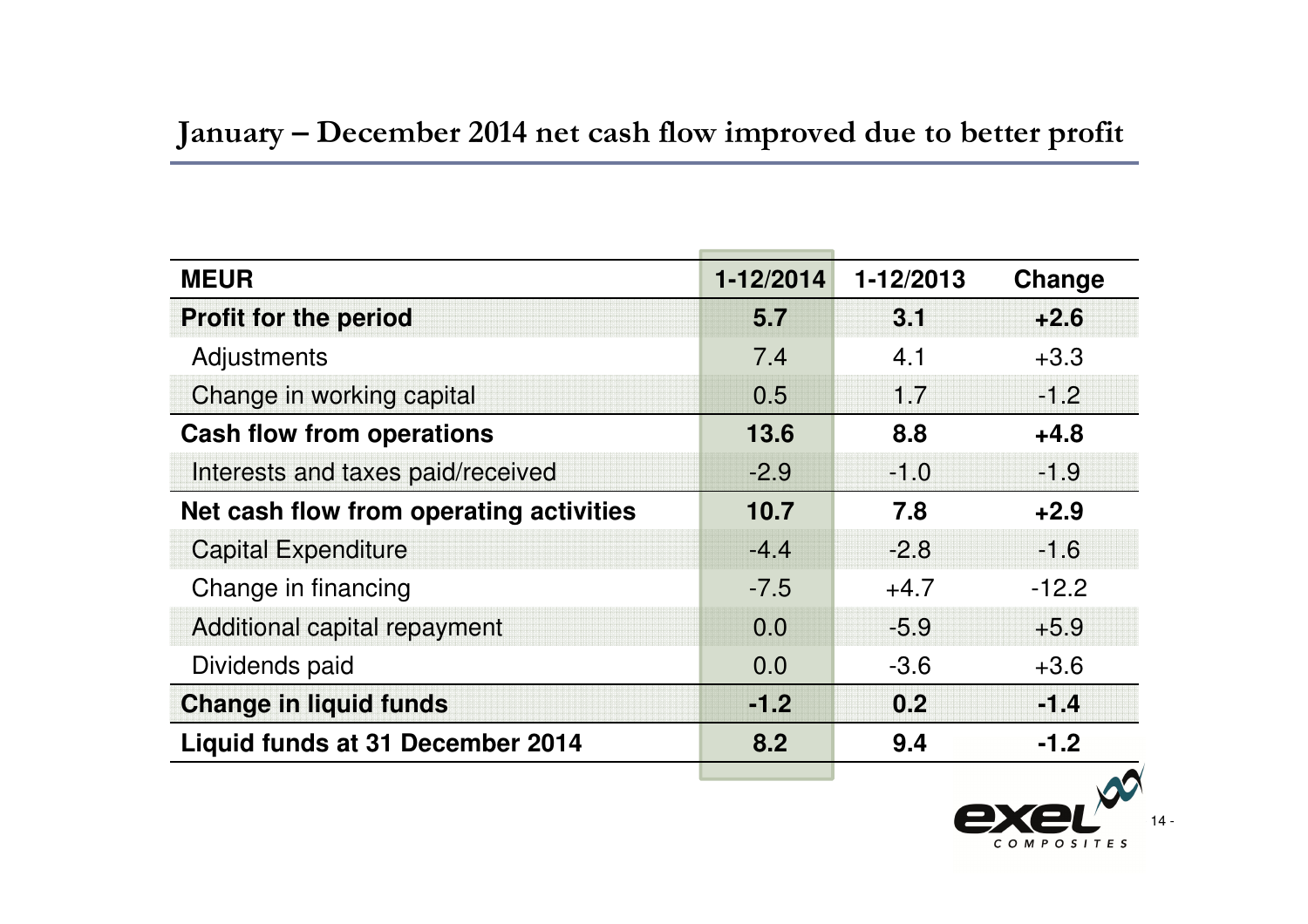## January – December 2014 net cash flow improved due to better profit

| MEUR | 1-12/2014 | 1-12/2013 | Change |
|---|---|---|---|
| **Profit for the period** | **5.7** | **3.1** | **+2.6** |
| Adjustments | 7.4 | 4.1 | +3.3 |
| Change in working capital | 0.5 | 1.7 | -1.2 |
| **Cash flow from operations** | **13.6** | **8.8** | **+4.8** |
| Interests and taxes paid/received | -2.9 | -1.0 | -1.9 |
| **Net cash flow from operating activities** | **10.7** | **7.8** | **+2.9** |
| Capital Expenditure | -4.4 | -2.8 | -1.6 |
| Change in financing | -7.5 | +4.7 | -12.2 |
| Additional capital repayment | 0.0 | -5.9 | +5.9 |
| Dividends paid | 0.0 | -3.6 | +3.6 |
| **Change in liquid funds** | **-1.2** | **0.2** | **-1.4** |
| **Liquid funds at 31 December 2014** | **8.2** | **9.4** | **-1.2** |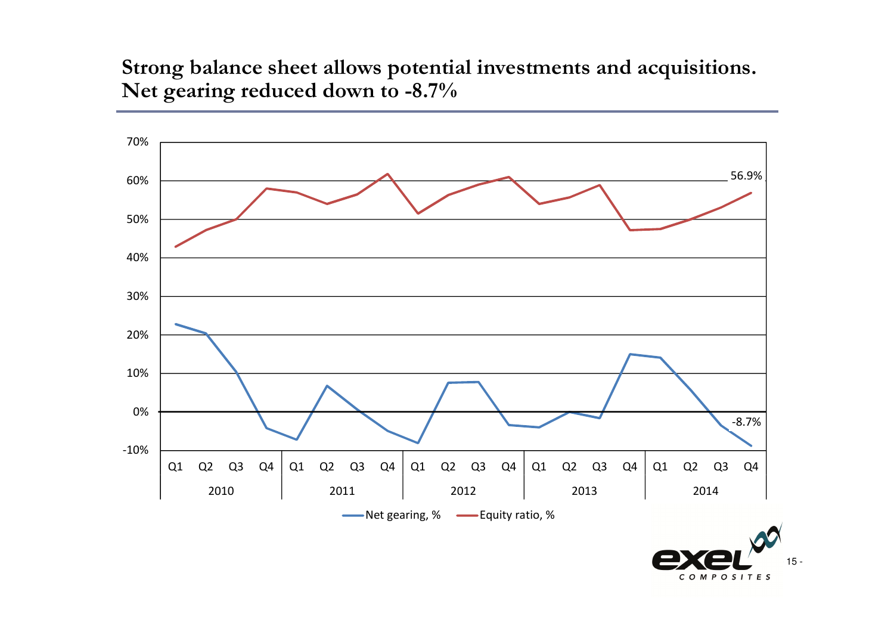# Strong balance sheet allows potential investments and acquisitions. Net gearing reduced down to -8.7%

70%
60%
50%
40%
30%
20%
10%
0%
-10%

56.9%

-8.7%

| Q1 | Q2 | Q3 | Q4 | Q1 | Q2 | Q3 | Q4 | Q1 | Q2 | Q3 | Q4 | Q1 | Q2 | Q3 | Q4 | Q1 | Q2 | Q3 | Q4 |
|---|---|---|---|---|---|---|---|---|---|---|---|---|---|---|---|---|---|---|---|
| 2010 | | | | 2011 | | | | 2012 | | | | 2013 | | | | 2014 | | | |

Net gearing, % — Equity ratio, %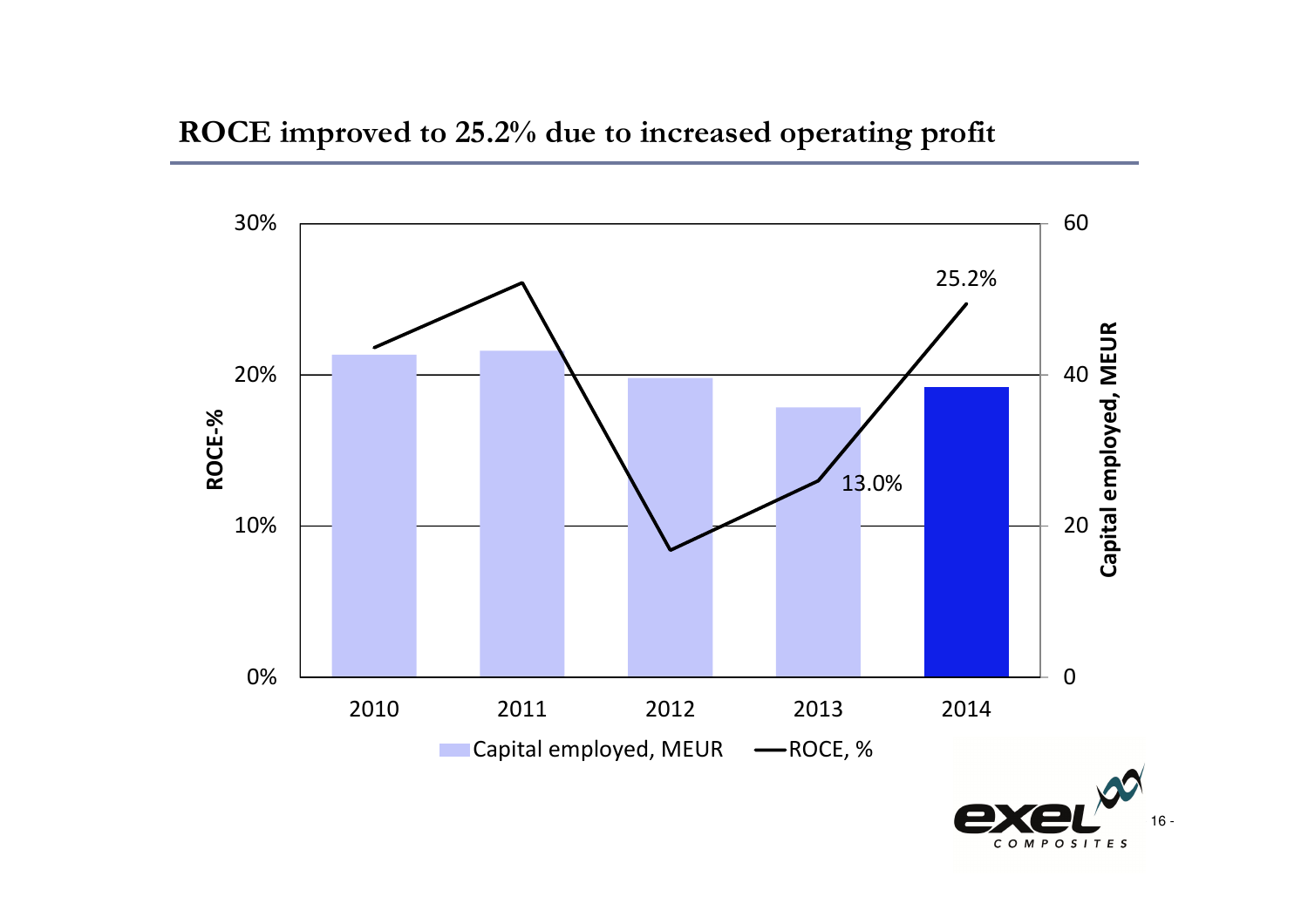## ROCE improved to 25.2% due to increased operating profit

ROCE-%

Capital employed, MEUR

30%
20%
10%
0%

60
40
20
0

25.2%

13.0%

2010 2011 2012 2013 2014

Capital employed, MEUR — ROCE, %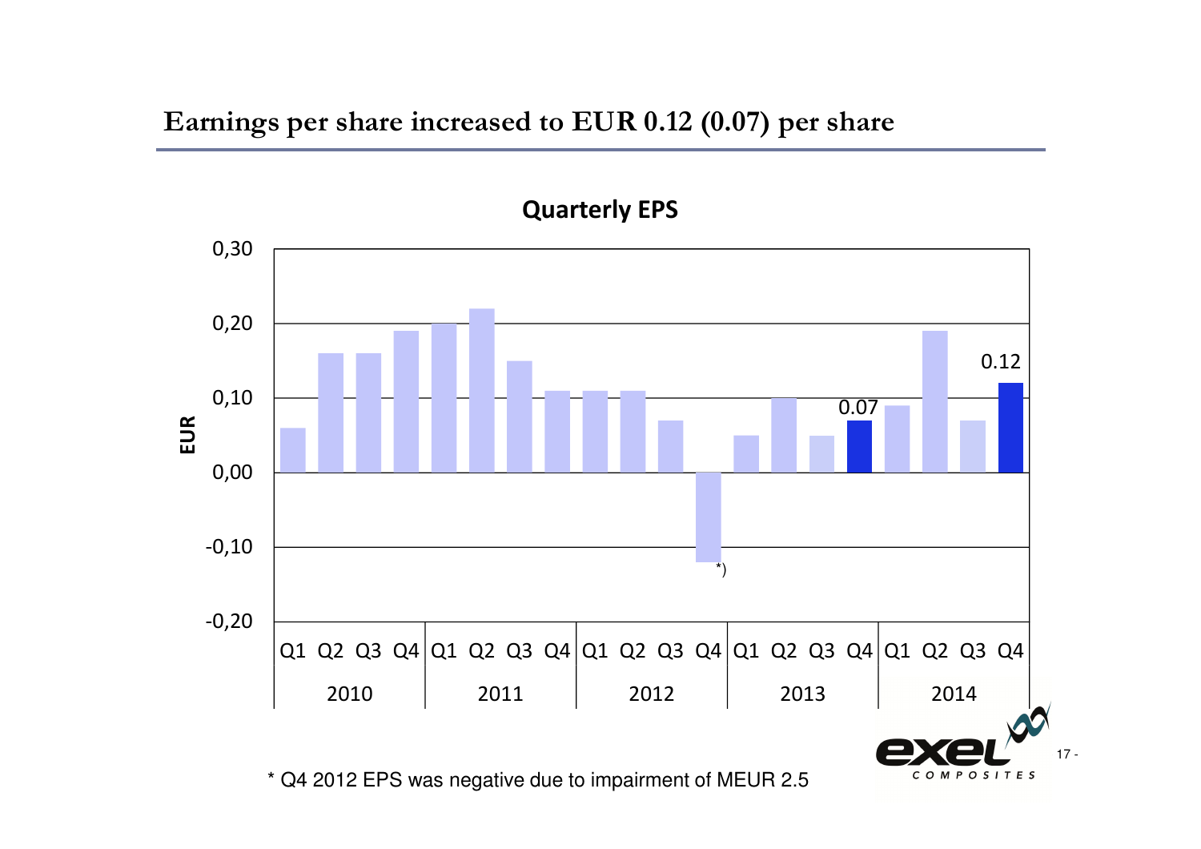# Earnings per share increased to EUR 0.12 (0.07) per share

**Quarterly EPS**

| Year | Quarter | EPS (EUR) |
|---|---|---|
| 2010 | Q1 | 0.06 |
| 2010 | Q2 | 0.16 |
| 2010 | Q3 | 0.16 |
| 2010 | Q4 | 0.19 |
| 2011 | Q1 | 0.20 |
| 2011 | Q2 | 0.22 |
| 2011 | Q3 | 0.15 |
| 2011 | Q4 | 0.11 |
| 2012 | Q1 | 0.11 |
| 2012 | Q2 | 0.11 |
| 2012 | Q3 | 0.07 |
| 2012 | Q4 | -0.12 *) |
| 2013 | Q1 | 0.05 |
| 2013 | Q2 | 0.10 |
| 2013 | Q3 | 0.05 |
| 2013 | Q4 | 0.07 |
| 2014 | Q1 | 0.09 |
| 2014 | Q2 | 0.19 |
| 2014 | Q3 | 0.07 |
| 2014 | Q4 | 0.12 |

\* Q4 2012 EPS was negative due to impairment of MEUR 2.5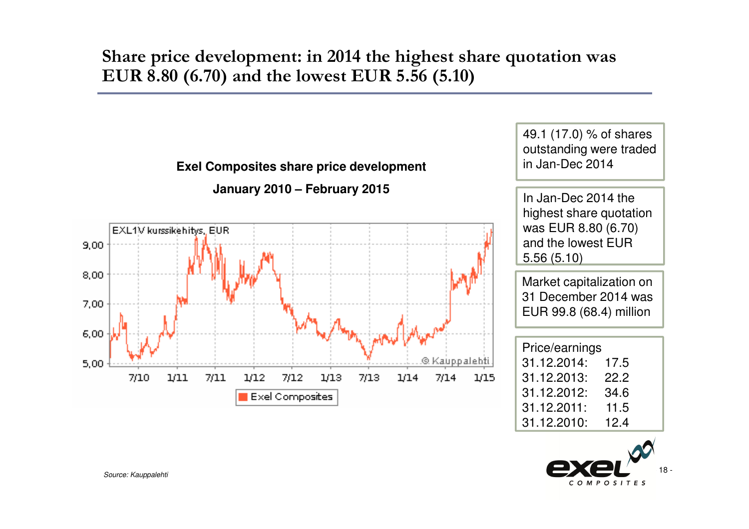# Share price development: in 2014 the highest share quotation was EUR 8.80 (6.70) and the lowest EUR 5.56 (5.10)

**Exel Composites share price development**

**January 2010 – February 2015**

EXL1V kurssikehitys, EUR

49.1 (17.0) % of shares outstanding were traded in Jan-Dec 2014

In Jan-Dec 2014 the highest share quotation was EUR 8.80 (6.70) and the lowest EUR 5.56 (5.10)

Market capitalization on 31 December 2014 was EUR 99.8 (68.4) million

Price/earnings

| | |
|---|---|
| 31.12.2014: | 17.5 |
| 31.12.2013: | 22.2 |
| 31.12.2012: | 34.6 |
| 31.12.2011: | 11.5 |
| 31.12.2010: | 12.4 |

*Source: Kauppalehti*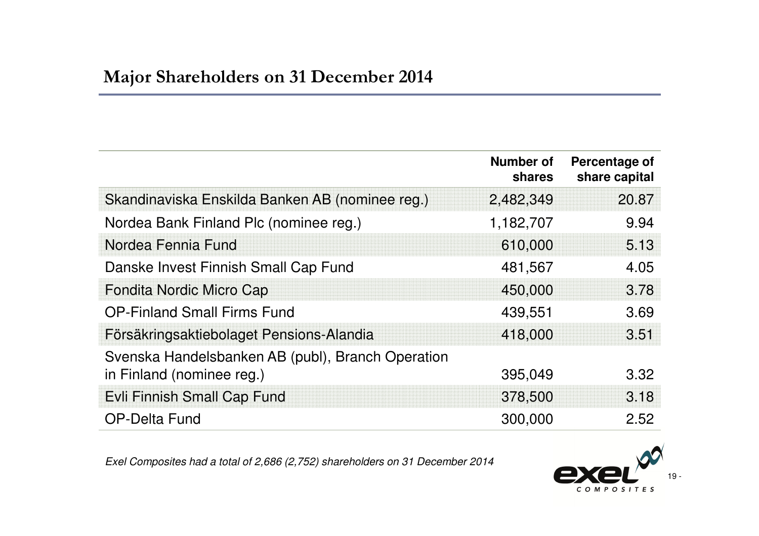# Major Shareholders on 31 December 2014

| | Number of shares | Percentage of share capital |
|---|---|---|
| Skandinaviska Enskilda Banken AB (nominee reg.) | 2,482,349 | 20.87 |
| Nordea Bank Finland Plc (nominee reg.) | 1,182,707 | 9.94 |
| Nordea Fennia Fund | 610,000 | 5.13 |
| Danske Invest Finnish Small Cap Fund | 481,567 | 4.05 |
| Fondita Nordic Micro Cap | 450,000 | 3.78 |
| OP-Finland Small Firms Fund | 439,551 | 3.69 |
| Försäkringsaktiebolaget Pensions-Alandia | 418,000 | 3.51 |
| Svenska Handelsbanken AB (publ), Branch Operation in Finland (nominee reg.) | 395,049 | 3.32 |
| Evli Finnish Small Cap Fund | 378,500 | 3.18 |
| OP-Delta Fund | 300,000 | 2.52 |

*Exel Composites had a total of 2,686 (2,752) shareholders on 31 December 2014*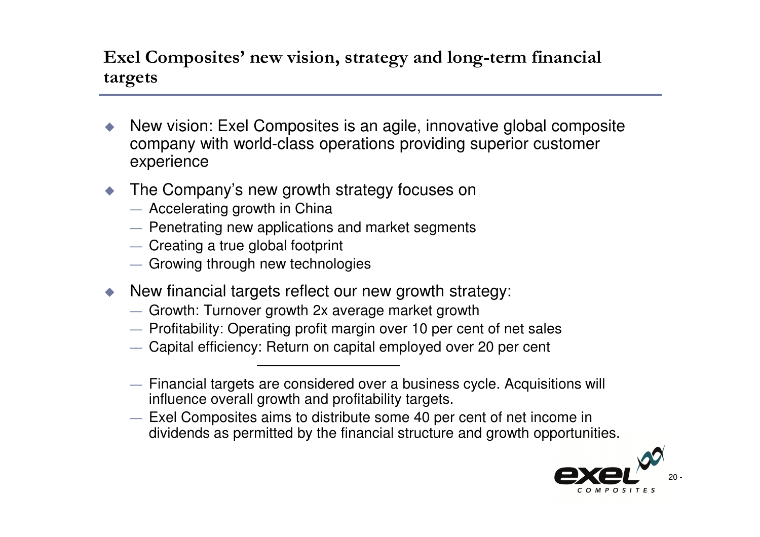# Exel Composites' new vision, strategy and long-term financial targets

- New vision: Exel Composites is an agile, innovative global composite company with world-class operations providing superior customer experience
- The Company's new growth strategy focuses on
  - Accelerating growth in China
  - Penetrating new applications and market segments
  - Creating a true global footprint
  - Growing through new technologies
- New financial targets reflect our new growth strategy:
  - Growth: Turnover growth 2x average market growth
  - Profitability: Operating profit margin over 10 per cent of net sales
  - Capital efficiency: Return on capital employed over 20 per cent

---

- Financial targets are considered over a business cycle. Acquisitions will influence overall growth and profitability targets.
- Exel Composites aims to distribute some 40 per cent of net income in dividends as permitted by the financial structure and growth opportunities.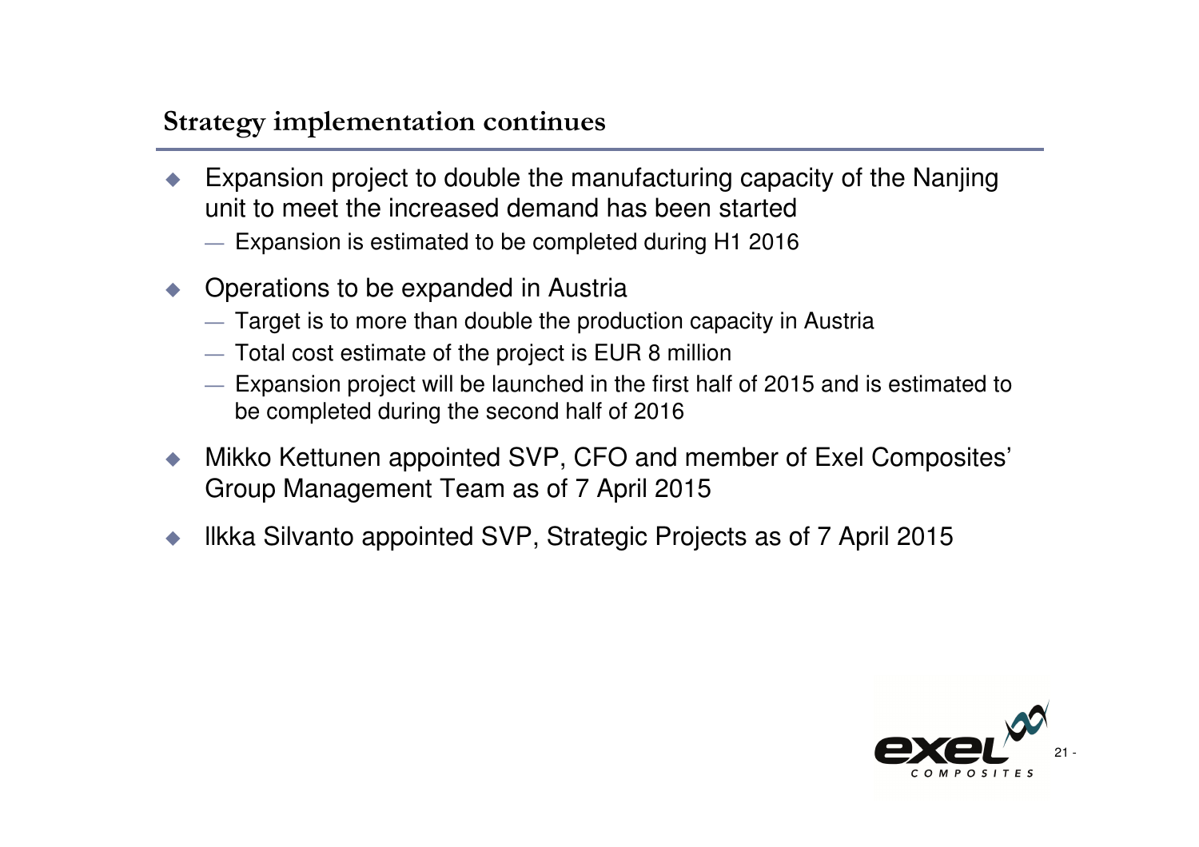## Strategy implementation continues

- Expansion project to double the manufacturing capacity of the Nanjing unit to meet the increased demand has been started
  - Expansion is estimated to be completed during H1 2016
- Operations to be expanded in Austria
  - Target is to more than double the production capacity in Austria
  - Total cost estimate of the project is EUR 8 million
  - Expansion project will be launched in the first half of 2015 and is estimated to be completed during the second half of 2016
- Mikko Kettunen appointed SVP, CFO and member of Exel Composites' Group Management Team as of 7 April 2015
- Ilkka Silvanto appointed SVP, Strategic Projects as of 7 April 2015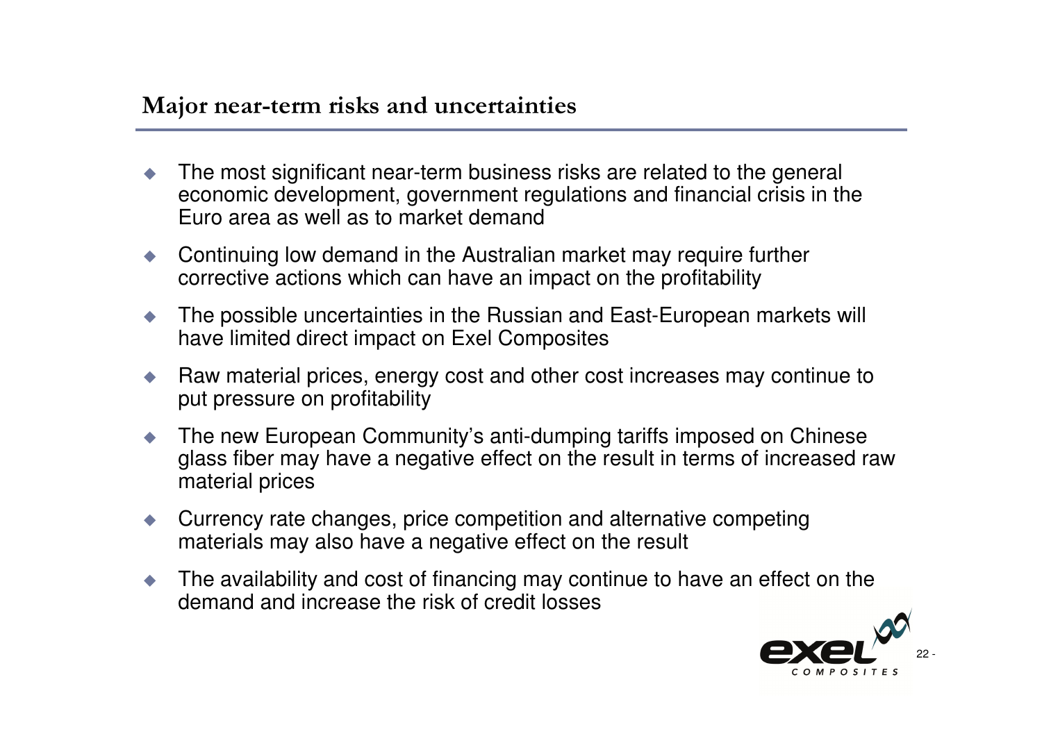## Major near-term risks and uncertainties

- The most significant near-term business risks are related to the general economic development, government regulations and financial crisis in the Euro area as well as to market demand
- Continuing low demand in the Australian market may require further corrective actions which can have an impact on the profitability
- The possible uncertainties in the Russian and East-European markets will have limited direct impact on Exel Composites
- Raw material prices, energy cost and other cost increases may continue to put pressure on profitability
- The new European Community's anti-dumping tariffs imposed on Chinese glass fiber may have a negative effect on the result in terms of increased raw material prices
- Currency rate changes, price competition and alternative competing materials may also have a negative effect on the result
- The availability and cost of financing may continue to have an effect on the demand and increase the risk of credit losses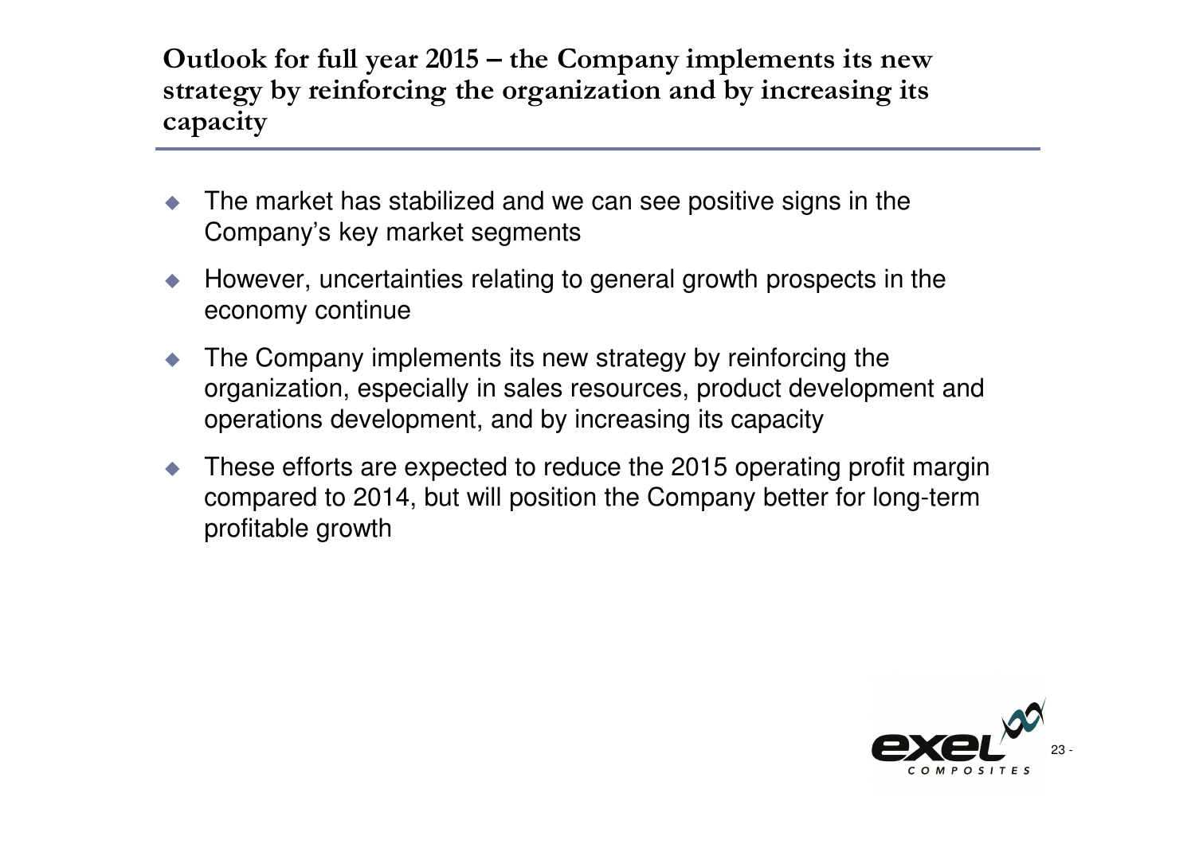## Outlook for full year 2015 – the Company implements its new strategy by reinforcing the organization and by increasing its capacity

- The market has stabilized and we can see positive signs in the Company's key market segments
- However, uncertainties relating to general growth prospects in the economy continue
- The Company implements its new strategy by reinforcing the organization, especially in sales resources, product development and operations development, and by increasing its capacity
- These efforts are expected to reduce the 2015 operating profit margin compared to 2014, but will position the Company better for long-term profitable growth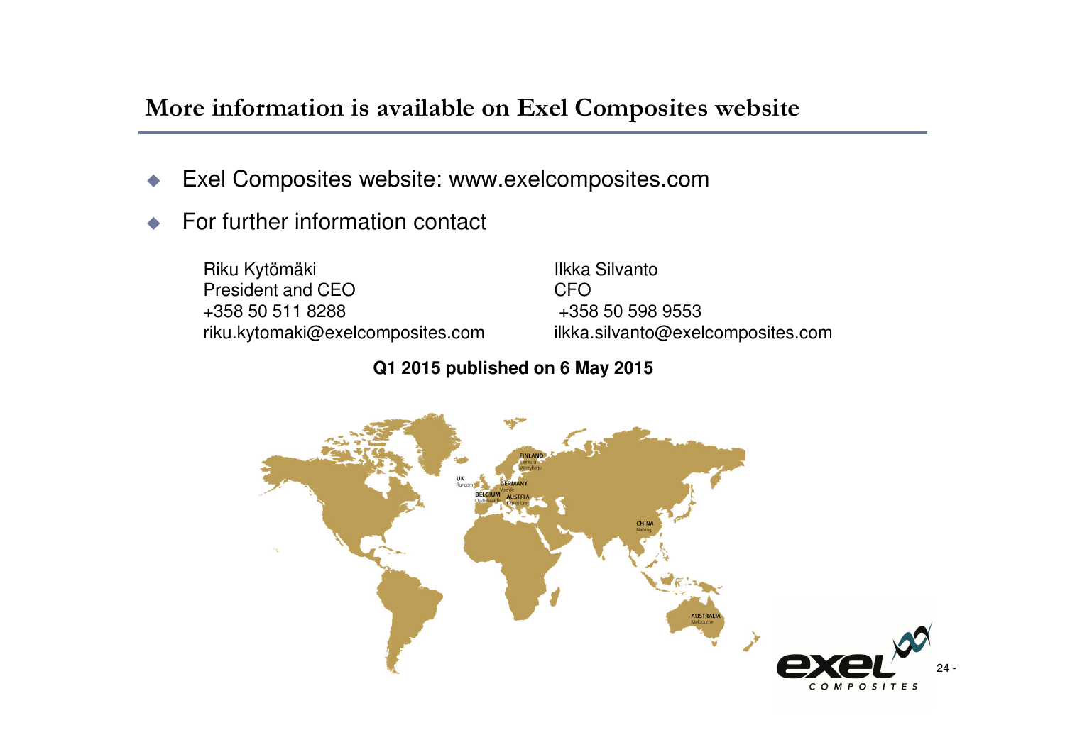## More information is available on Exel Composites website

- Exel Composites website: www.exelcomposites.com
- For further information contact

Riku Kytömäki
President and CEO
+358 50 511 8288
riku.kytomaki@exelcomposites.com

Ilkka Silvanto
CFO
+358 50 598 9553
ilkka.silvanto@exelcomposites.com

**Q1 2015 published on 6 May 2015**

FINLAND
Joensuu
Mäntyharju

UK
Runcorn

GERMANY
Voerde

BELGIUM
Oudenaarde

AUSTRIA
Kapfenberg

CHINA
Nanjing

AUSTRALIA
Melbourne